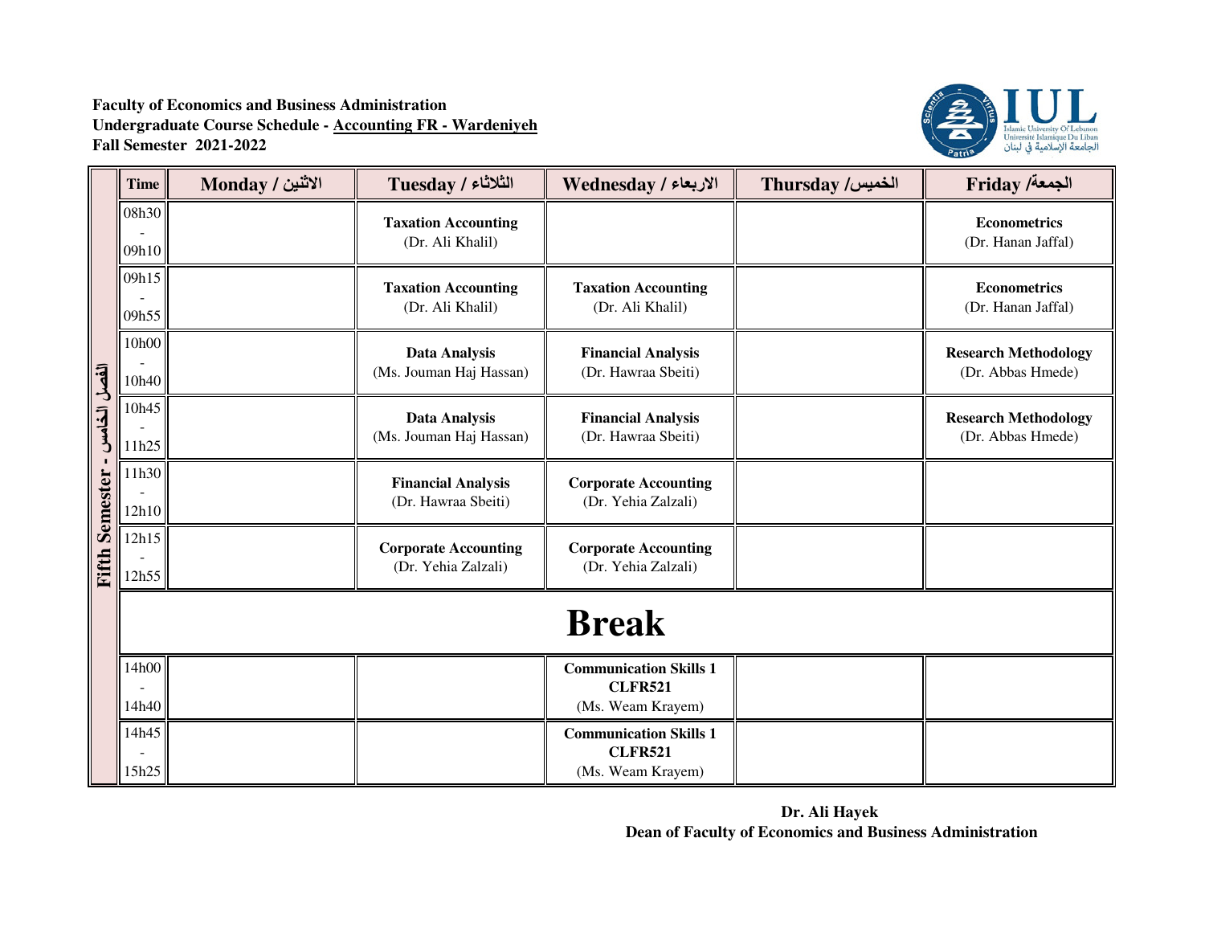**Faculty of Economics and Business Administration**
**Undergraduate Course Schedule - Accounting FR - Wardeniyeh**
**Fall Semester 2021-2022**

IUL
Islamic University Of Lebanon
Université Islamique Du Liban
الجامعة الإسلامية في لبنان

**Fifth Semester - الفصل الخامس**

| Time | Monday / الاثنين | Tuesday / الثلاثاء | Wednesday / الاربعاء | Thursday /الخميس | Friday /الجمعة |
|---|---|---|---|---|---|
| 08h30 - 09h10 | | **Taxation Accounting** (Dr. Ali Khalil) | | | **Econometrics** (Dr. Hanan Jaffal) |
| 09h15 - 09h55 | | **Taxation Accounting** (Dr. Ali Khalil) | **Taxation Accounting** (Dr. Ali Khalil) | | **Econometrics** (Dr. Hanan Jaffal) |
| 10h00 - 10h40 | | **Data Analysis** (Ms. Jouman Haj Hassan) | **Financial Analysis** (Dr. Hawraa Sbeiti) | | **Research Methodology** (Dr. Abbas Hmede) |
| 10h45 - 11h25 | | **Data Analysis** (Ms. Jouman Haj Hassan) | **Financial Analysis** (Dr. Hawraa Sbeiti) | | **Research Methodology** (Dr. Abbas Hmede) |
| 11h30 - 12h10 | | **Financial Analysis** (Dr. Hawraa Sbeiti) | **Corporate Accounting** (Dr. Yehia Zalzali) | | |
| 12h15 - 12h55 | | **Corporate Accounting** (Dr. Yehia Zalzali) | **Corporate Accounting** (Dr. Yehia Zalzali) | | |
| **Break** | | | | | |
| 14h00 - 14h40 | | | **Communication Skills 1 CLFR521** (Ms. Weam Krayem) | | |
| 14h45 - 15h25 | | | **Communication Skills 1 CLFR521** (Ms. Weam Krayem) | | |

**Dr. Ali Hayek**
**Dean of Faculty of Economics and Business Administration**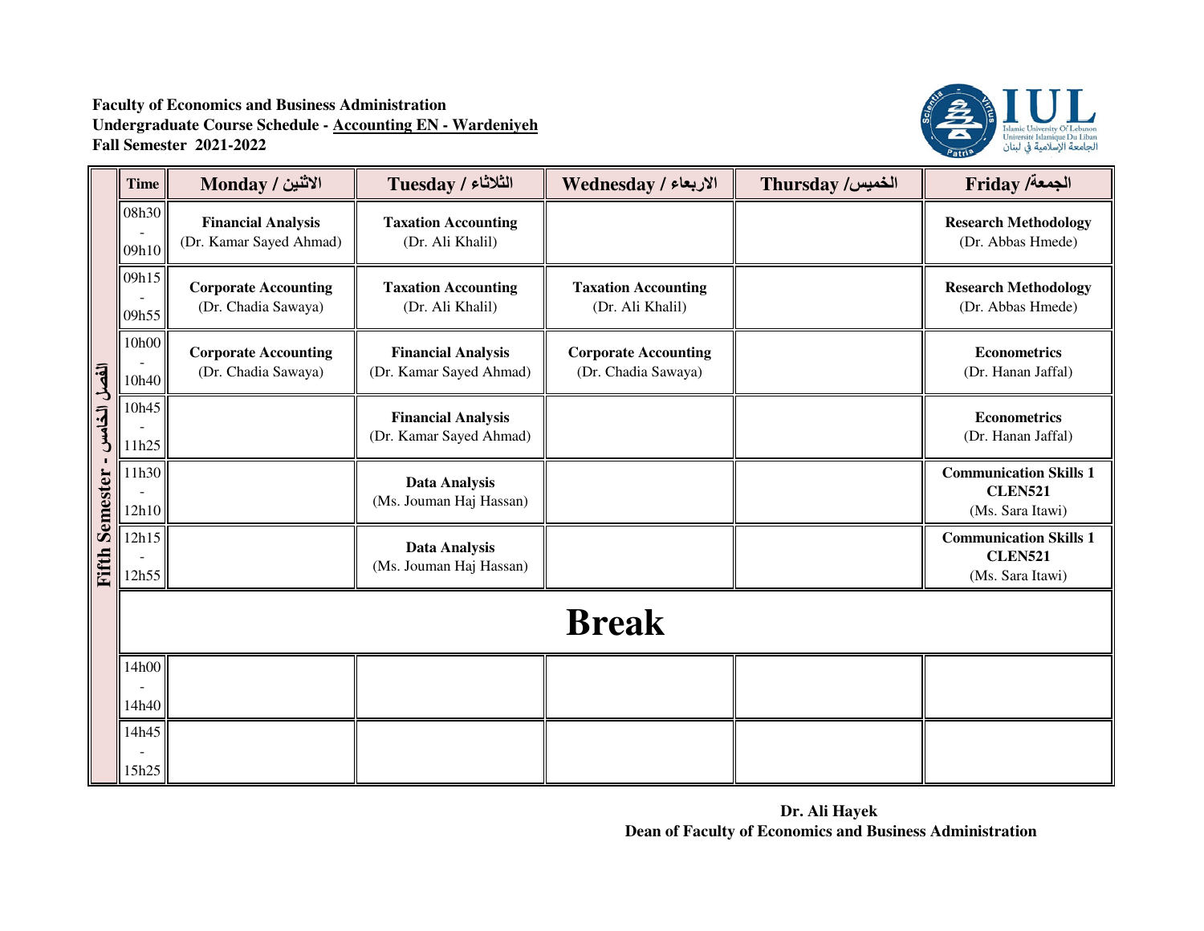**Faculty of Economics and Business Administration**
**Undergraduate Course Schedule - Accounting EN - Wardeniyeh**
**Fall Semester 2021-2022**

IUL
Islamic University Of Lebanon
Université Islamique Du Liban
الجامعة الإسلامية في لبنان

**Fifth Semester - الفصل الخامس**

| Time | Monday / الاثنين | Tuesday / الثلاثاء | Wednesday / الاربعاء | Thursday / الخميس | Friday / الجمعة |
|---|---|---|---|---|---|
| 08h30 - 09h10 | **Financial Analysis** (Dr. Kamar Sayed Ahmad) | **Taxation Accounting** (Dr. Ali Khalil) | | | **Research Methodology** (Dr. Abbas Hmede) |
| 09h15 - 09h55 | **Corporate Accounting** (Dr. Chadia Sawaya) | **Taxation Accounting** (Dr. Ali Khalil) | **Taxation Accounting** (Dr. Ali Khalil) | | **Research Methodology** (Dr. Abbas Hmede) |
| 10h00 - 10h40 | **Corporate Accounting** (Dr. Chadia Sawaya) | **Financial Analysis** (Dr. Kamar Sayed Ahmad) | **Corporate Accounting** (Dr. Chadia Sawaya) | | **Econometrics** (Dr. Hanan Jaffal) |
| 10h45 - 11h25 | | **Financial Analysis** (Dr. Kamar Sayed Ahmad) | | | **Econometrics** (Dr. Hanan Jaffal) |
| 11h30 - 12h10 | | **Data Analysis** (Ms. Jouman Haj Hassan) | | | **Communication Skills 1 CLEN521** (Ms. Sara Itawi) |
| 12h15 - 12h55 | | **Data Analysis** (Ms. Jouman Haj Hassan) | | | **Communication Skills 1 CLEN521** (Ms. Sara Itawi) |
| **Break** | | | | | |
| 14h00 - 14h40 | | | | | |
| 14h45 - 15h25 | | | | | |

**Dr. Ali Hayek**
**Dean of Faculty of Economics and Business Administration**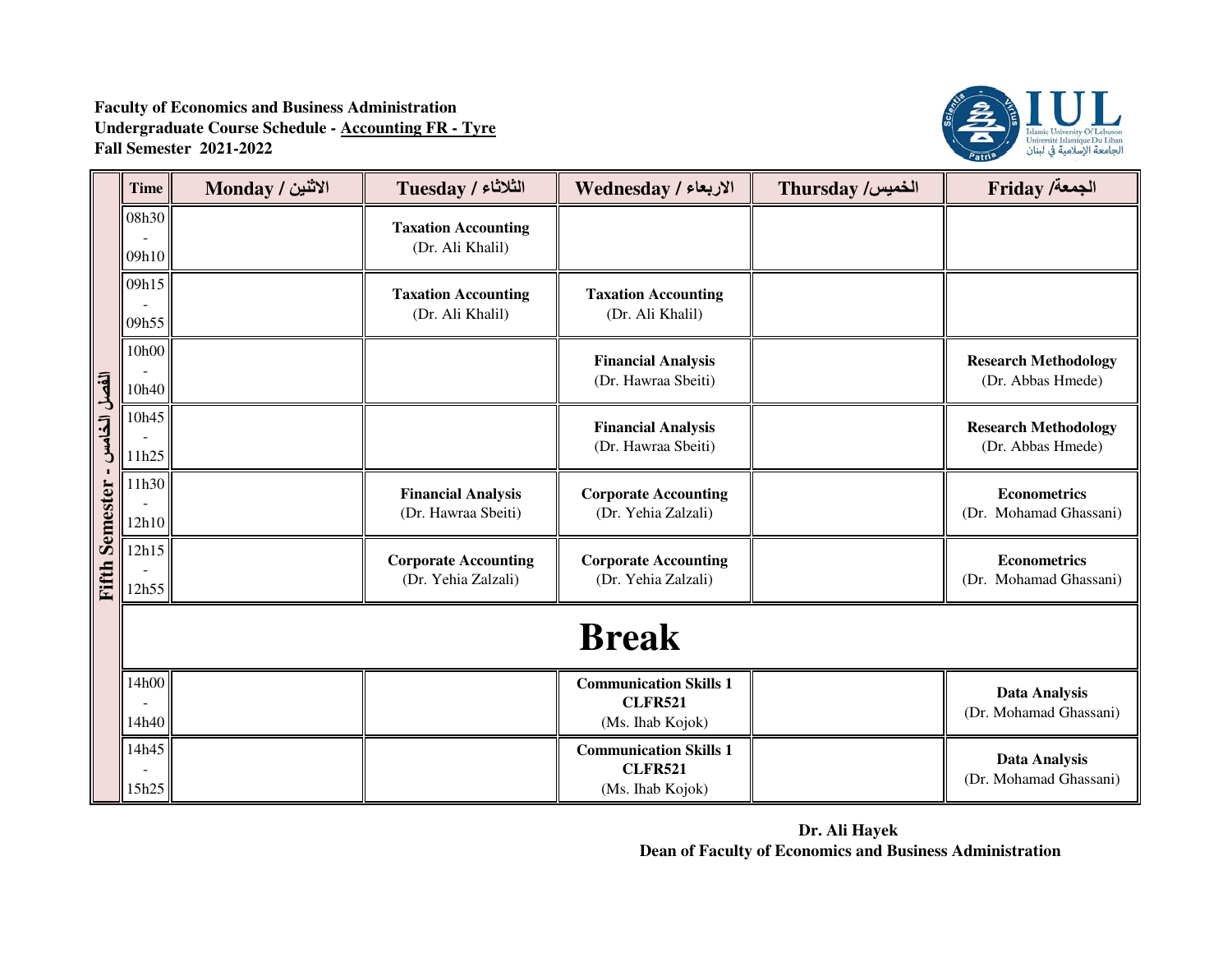**Faculty of Economics and Business Administration**
**Undergraduate Course Schedule - Accounting FR - Tyre**
**Fall Semester 2021-2022**

**Fifth Semester - الفصل الخامس**

| Time | Monday / الاثنين | Tuesday / الثلاثاء | Wednesday / الاربعاء | Thursday /الخميس | Friday /الجمعة |
|---|---|---|---|---|---|
| 08h30 - 09h10 | | **Taxation Accounting** (Dr. Ali Khalil) | | | |
| 09h15 - 09h55 | | **Taxation Accounting** (Dr. Ali Khalil) | **Taxation Accounting** (Dr. Ali Khalil) | | |
| 10h00 - 10h40 | | | **Financial Analysis** (Dr. Hawraa Sbeiti) | | **Research Methodology** (Dr. Abbas Hmede) |
| 10h45 - 11h25 | | | **Financial Analysis** (Dr. Hawraa Sbeiti) | | **Research Methodology** (Dr. Abbas Hmede) |
| 11h30 - 12h10 | | **Financial Analysis** (Dr. Hawraa Sbeiti) | **Corporate Accounting** (Dr. Yehia Zalzali) | | **Econometrics** (Dr. Mohamad Ghassani) |
| 12h15 - 12h55 | | **Corporate Accounting** (Dr. Yehia Zalzali) | **Corporate Accounting** (Dr. Yehia Zalzali) | | **Econometrics** (Dr. Mohamad Ghassani) |
| **Break** | | | | | |
| 14h00 - 14h40 | | | **Communication Skills 1 CLFR521** (Ms. Ihab Kojok) | | **Data Analysis** (Dr. Mohamad Ghassani) |
| 14h45 - 15h25 | | | **Communication Skills 1 CLFR521** (Ms. Ihab Kojok) | | **Data Analysis** (Dr. Mohamad Ghassani) |

**Dr. Ali Hayek**
**Dean of Faculty of Economics and Business Administration**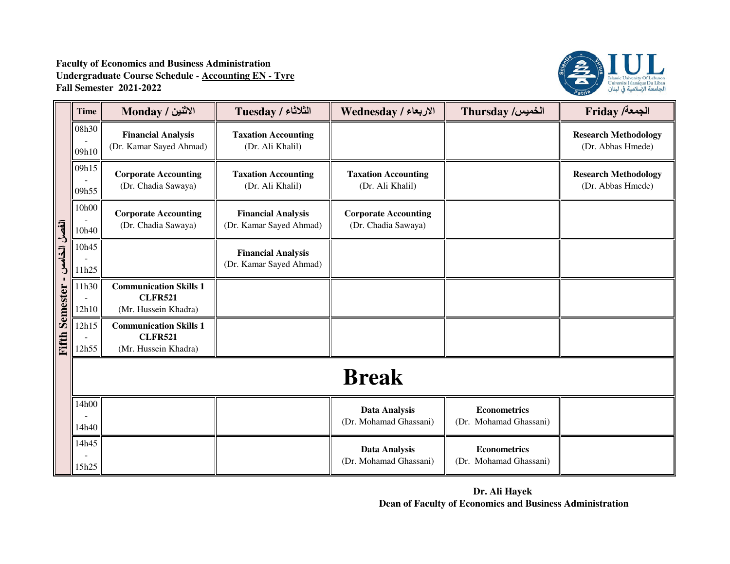**Faculty of Economics and Business Administration**
**Undergraduate Course Schedule - Accounting EN - Tyre**
**Fall Semester 2021-2022**

IUL
Islamic University Of Lebanon
Université Islamique Du Liban
الجامعة الإسلامية في لبنان

**Fifth Semester - الفصل الخامس**

| Time | Monday / الاثنين | Tuesday / الثلاثاء | Wednesday / الاربعاء | Thursday / الخميس | Friday / الجمعة |
|---|---|---|---|---|---|
| 08h30 - 09h10 | **Financial Analysis** (Dr. Kamar Sayed Ahmad) | **Taxation Accounting** (Dr. Ali Khalil) | | | **Research Methodology** (Dr. Abbas Hmede) |
| 09h15 - 09h55 | **Corporate Accounting** (Dr. Chadia Sawaya) | **Taxation Accounting** (Dr. Ali Khalil) | **Taxation Accounting** (Dr. Ali Khalil) | | **Research Methodology** (Dr. Abbas Hmede) |
| 10h00 - 10h40 | **Corporate Accounting** (Dr. Chadia Sawaya) | **Financial Analysis** (Dr. Kamar Sayed Ahmad) | **Corporate Accounting** (Dr. Chadia Sawaya) | | |
| 10h45 - 11h25 | | **Financial Analysis** (Dr. Kamar Sayed Ahmad) | | | |
| 11h30 - 12h10 | **Communication Skills 1 CLFR521** (Mr. Hussein Khadra) | | | | |
| 12h15 - 12h55 | **Communication Skills 1 CLFR521** (Mr. Hussein Khadra) | | | | |
| **Break** | | | | | |
| 14h00 - 14h40 | | | **Data Analysis** (Dr. Mohamad Ghassani) | **Econometrics** (Dr. Mohamad Ghassani) | |
| 14h45 - 15h25 | | | **Data Analysis** (Dr. Mohamad Ghassani) | **Econometrics** (Dr. Mohamad Ghassani) | |

**Dr. Ali Hayek**
**Dean of Faculty of Economics and Business Administration**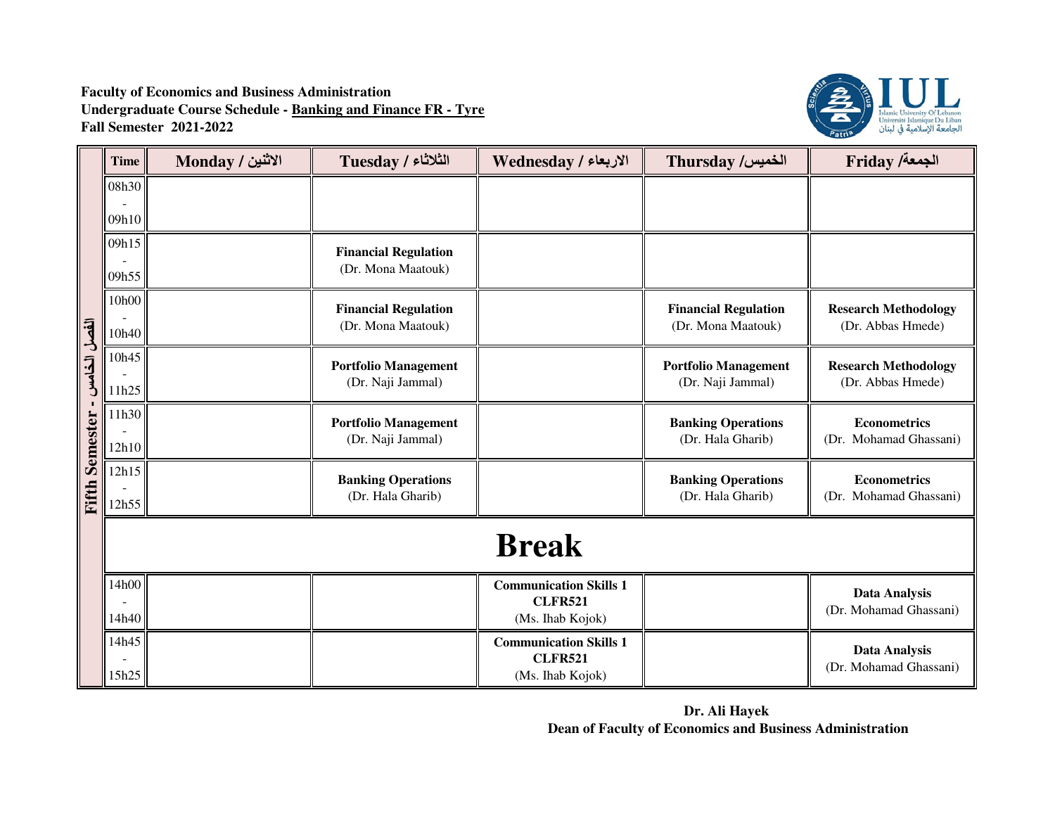**Faculty of Economics and Business Administration**
**Undergraduate Course Schedule - Banking and Finance FR - Tyre**
**Fall Semester 2021-2022**

IUL
Islamic University Of Lebanon
Université Islamique Du Liban
الجامعة الإسلامية في لبنان

**Fifth Semester - الفصل الخامس**

| Time | Monday / الاثنين | Tuesday / الثلاثاء | Wednesday / الاربعاء | Thursday /الخميس | Friday /الجمعة |
|---|---|---|---|---|---|
| 08h30 - 09h10 | | | | | |
| 09h15 - 09h55 | | **Financial Regulation** (Dr. Mona Maatouk) | | | |
| 10h00 - 10h40 | | **Financial Regulation** (Dr. Mona Maatouk) | | **Financial Regulation** (Dr. Mona Maatouk) | **Research Methodology** (Dr. Abbas Hmede) |
| 10h45 - 11h25 | | **Portfolio Management** (Dr. Naji Jammal) | | **Portfolio Management** (Dr. Naji Jammal) | **Research Methodology** (Dr. Abbas Hmede) |
| 11h30 - 12h10 | | **Portfolio Management** (Dr. Naji Jammal) | | **Banking Operations** (Dr. Hala Gharib) | **Econometrics** (Dr. Mohamad Ghassani) |
| 12h15 - 12h55 | | **Banking Operations** (Dr. Hala Gharib) | | **Banking Operations** (Dr. Hala Gharib) | **Econometrics** (Dr. Mohamad Ghassani) |
| **Break** | | | | | |
| 14h00 - 14h40 | | | **Communication Skills 1 CLFR521** (Ms. Ihab Kojok) | | **Data Analysis** (Dr. Mohamad Ghassani) |
| 14h45 - 15h25 | | | **Communication Skills 1 CLFR521** (Ms. Ihab Kojok) | | **Data Analysis** (Dr. Mohamad Ghassani) |

**Dr. Ali Hayek**
**Dean of Faculty of Economics and Business Administration**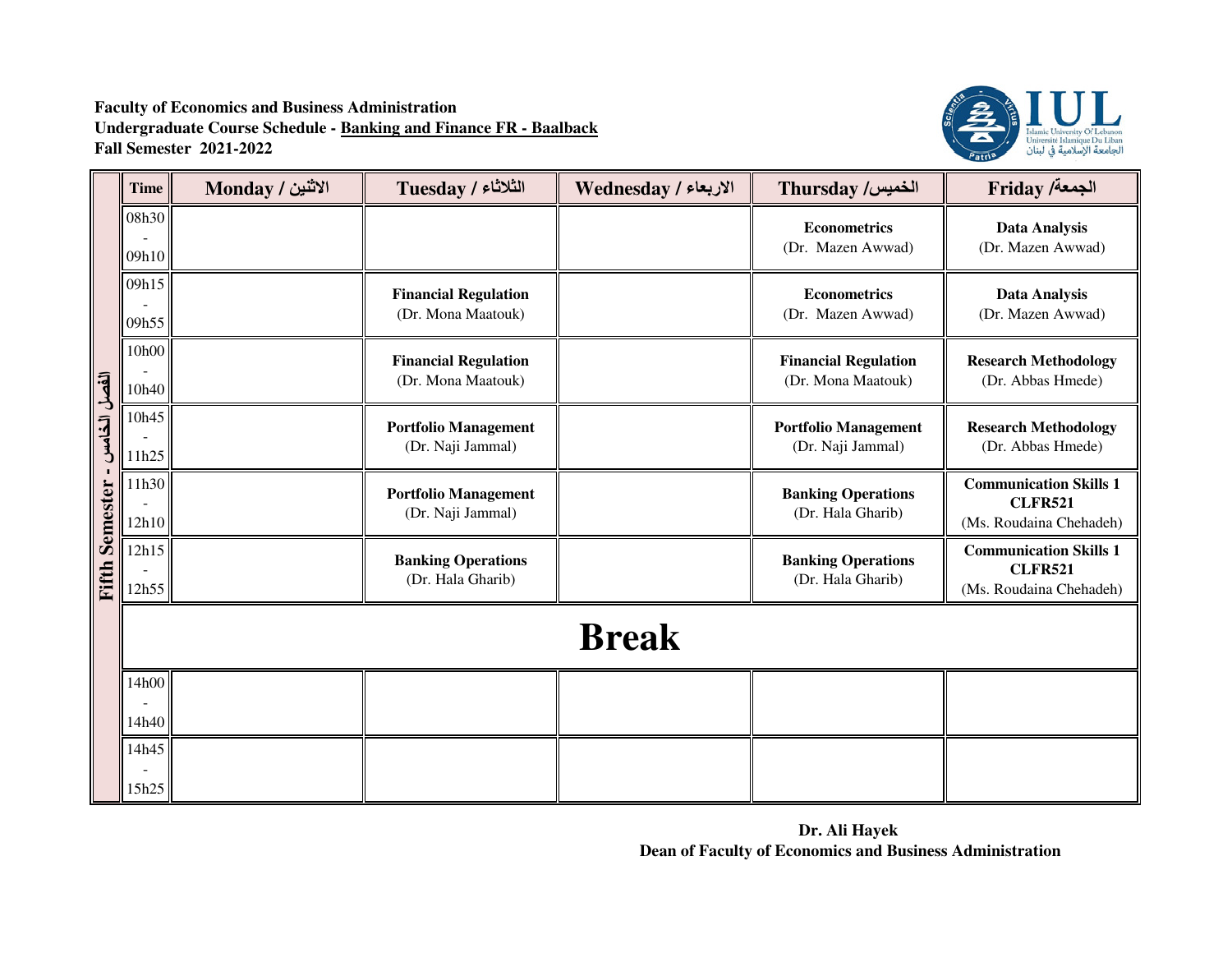**Faculty of Economics and Business Administration**
**Undergraduate Course Schedule - Banking and Finance FR - Baalback**
**Fall Semester 2021-2022**

Islamic University Of Lebanon
Université Islamique Du Liban
الجامعة الإسلامية في لبنان

**Fifth Semester - الفصل الخامس**

| Time | Monday / الاثنين | Tuesday / الثلاثاء | Wednesday / الاربعاء | Thursday /الخميس | Friday /الجمعة |
|---|---|---|---|---|---|
| 08h30 - 09h10 | | | | **Econometrics** (Dr. Mazen Awwad) | **Data Analysis** (Dr. Mazen Awwad) |
| 09h15 - 09h55 | | **Financial Regulation** (Dr. Mona Maatouk) | | **Econometrics** (Dr. Mazen Awwad) | **Data Analysis** (Dr. Mazen Awwad) |
| 10h00 - 10h40 | | **Financial Regulation** (Dr. Mona Maatouk) | | **Financial Regulation** (Dr. Mona Maatouk) | **Research Methodology** (Dr. Abbas Hmede) |
| 10h45 - 11h25 | | **Portfolio Management** (Dr. Naji Jammal) | | **Portfolio Management** (Dr. Naji Jammal) | **Research Methodology** (Dr. Abbas Hmede) |
| 11h30 - 12h10 | | **Portfolio Management** (Dr. Naji Jammal) | | **Banking Operations** (Dr. Hala Gharib) | **Communication Skills 1 CLFR521** (Ms. Roudaina Chehadeh) |
| 12h15 - 12h55 | | **Banking Operations** (Dr. Hala Gharib) | | **Banking Operations** (Dr. Hala Gharib) | **Communication Skills 1 CLFR521** (Ms. Roudaina Chehadeh) |
| **Break** | | | | | |
| 14h00 - 14h40 | | | | | |
| 14h45 - 15h25 | | | | | |

**Dr. Ali Hayek**
**Dean of Faculty of Economics and Business Administration**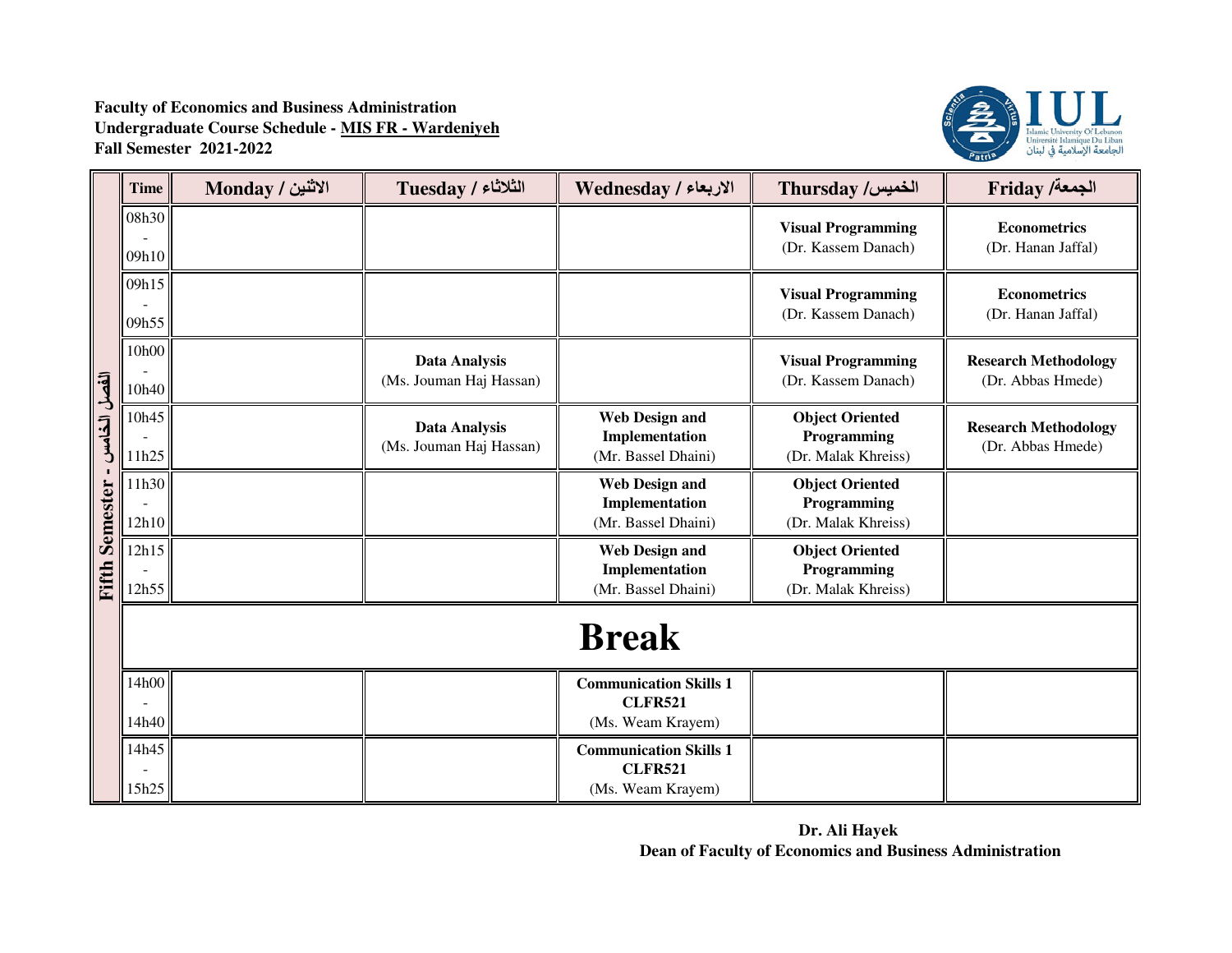**Faculty of Economics and Business Administration**
**Undergraduate Course Schedule - MIS FR - Wardeniyeh**
**Fall Semester 2021-2022**

**Fifth Semester - الفصل الخامس**

| Time | Monday / الاثنين | Tuesday / الثلاثاء | Wednesday / الاربعاء | Thursday /الخميس | Friday /الجمعة |
|---|---|---|---|---|---|
| 08h30 - 09h10 | | | | **Visual Programming** (Dr. Kassem Danach) | **Econometrics** (Dr. Hanan Jaffal) |
| 09h15 - 09h55 | | | | **Visual Programming** (Dr. Kassem Danach) | **Econometrics** (Dr. Hanan Jaffal) |
| 10h00 - 10h40 | | **Data Analysis** (Ms. Jouman Haj Hassan) | | **Visual Programming** (Dr. Kassem Danach) | **Research Methodology** (Dr. Abbas Hmede) |
| 10h45 - 11h25 | | **Data Analysis** (Ms. Jouman Haj Hassan) | **Web Design and Implementation** (Mr. Bassel Dhaini) | **Object Oriented Programming** (Dr. Malak Khreiss) | **Research Methodology** (Dr. Abbas Hmede) |
| 11h30 - 12h10 | | | **Web Design and Implementation** (Mr. Bassel Dhaini) | **Object Oriented Programming** (Dr. Malak Khreiss) | |
| 12h15 - 12h55 | | | **Web Design and Implementation** (Mr. Bassel Dhaini) | **Object Oriented Programming** (Dr. Malak Khreiss) | |
| **Break** | | | | | |
| 14h00 - 14h40 | | | **Communication Skills 1 CLFR521** (Ms. Weam Krayem) | | |
| 14h45 - 15h25 | | | **Communication Skills 1 CLFR521** (Ms. Weam Krayem) | | |

**Dr. Ali Hayek**
**Dean of Faculty of Economics and Business Administration**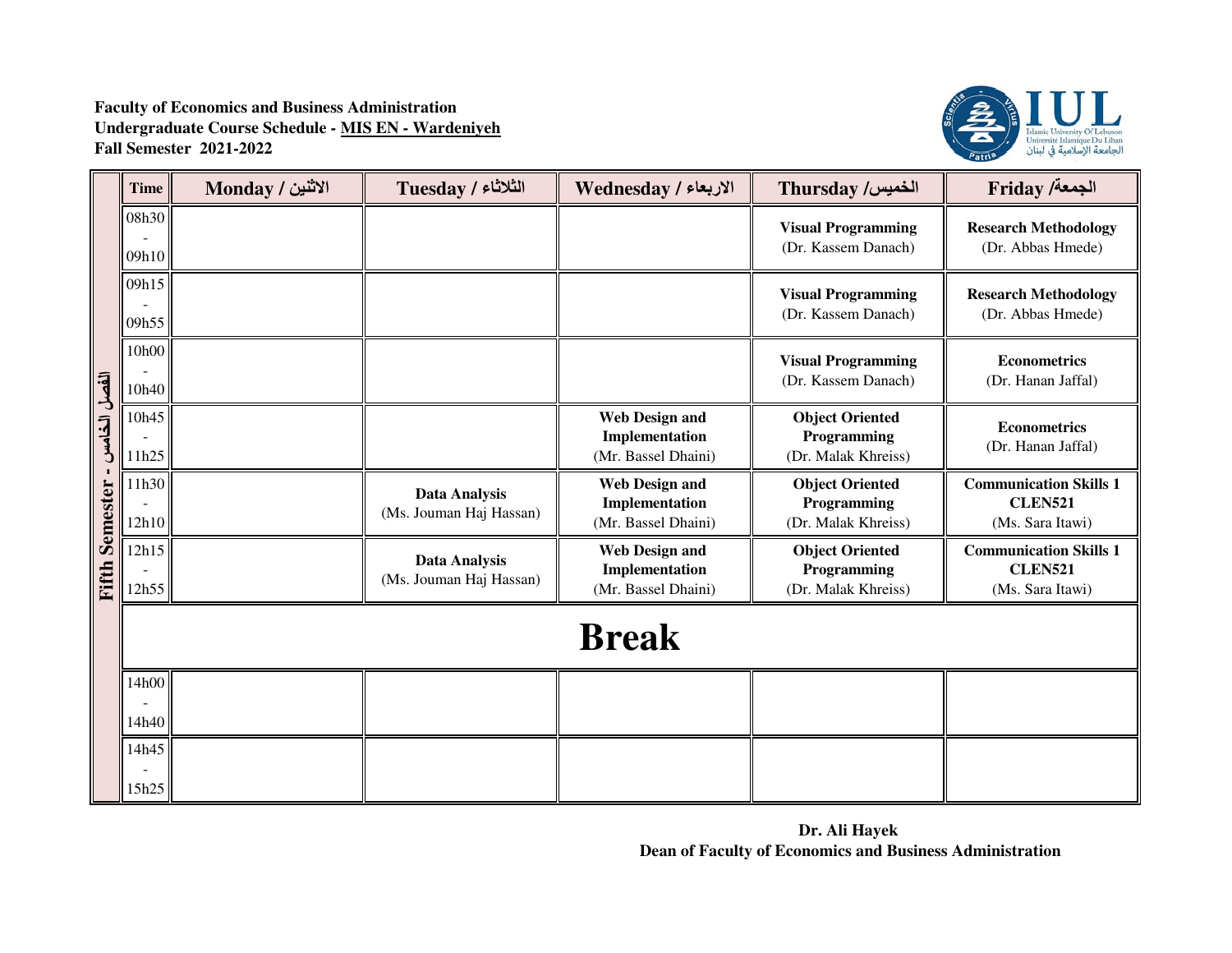**Faculty of Economics and Business Administration**
**Undergraduate Course Schedule - MIS EN - Wardeniyeh**
**Fall Semester 2021-2022**

| Fifth Semester - الفصل الخامس | Time | Monday / الاثنين | Tuesday / الثلاثاء | Wednesday / الاربعاء | Thursday /الخميس | Friday /الجمعة |
|---|---|---|---|---|---|---|
| | 08h30 - 09h10 | | | | **Visual Programming** (Dr. Kassem Danach) | **Research Methodology** (Dr. Abbas Hmede) |
| | 09h15 - 09h55 | | | | **Visual Programming** (Dr. Kassem Danach) | **Research Methodology** (Dr. Abbas Hmede) |
| | 10h00 - 10h40 | | | | **Visual Programming** (Dr. Kassem Danach) | **Econometrics** (Dr. Hanan Jaffal) |
| | 10h45 - 11h25 | | | **Web Design and Implementation** (Mr. Bassel Dhaini) | **Object Oriented Programming** (Dr. Malak Khreiss) | **Econometrics** (Dr. Hanan Jaffal) |
| | 11h30 - 12h10 | | **Data Analysis** (Ms. Jouman Haj Hassan) | **Web Design and Implementation** (Mr. Bassel Dhaini) | **Object Oriented Programming** (Dr. Malak Khreiss) | **Communication Skills 1 CLEN521** (Ms. Sara Itawi) |
| | 12h15 - 12h55 | | **Data Analysis** (Ms. Jouman Haj Hassan) | **Web Design and Implementation** (Mr. Bassel Dhaini) | **Object Oriented Programming** (Dr. Malak Khreiss) | **Communication Skills 1 CLEN521** (Ms. Sara Itawi) |
| | **Break** | | | | | |
| | 14h00 - 14h40 | | | | | |
| | 14h45 - 15h25 | | | | | |

**Dr. Ali Hayek**
**Dean of Faculty of Economics and Business Administration**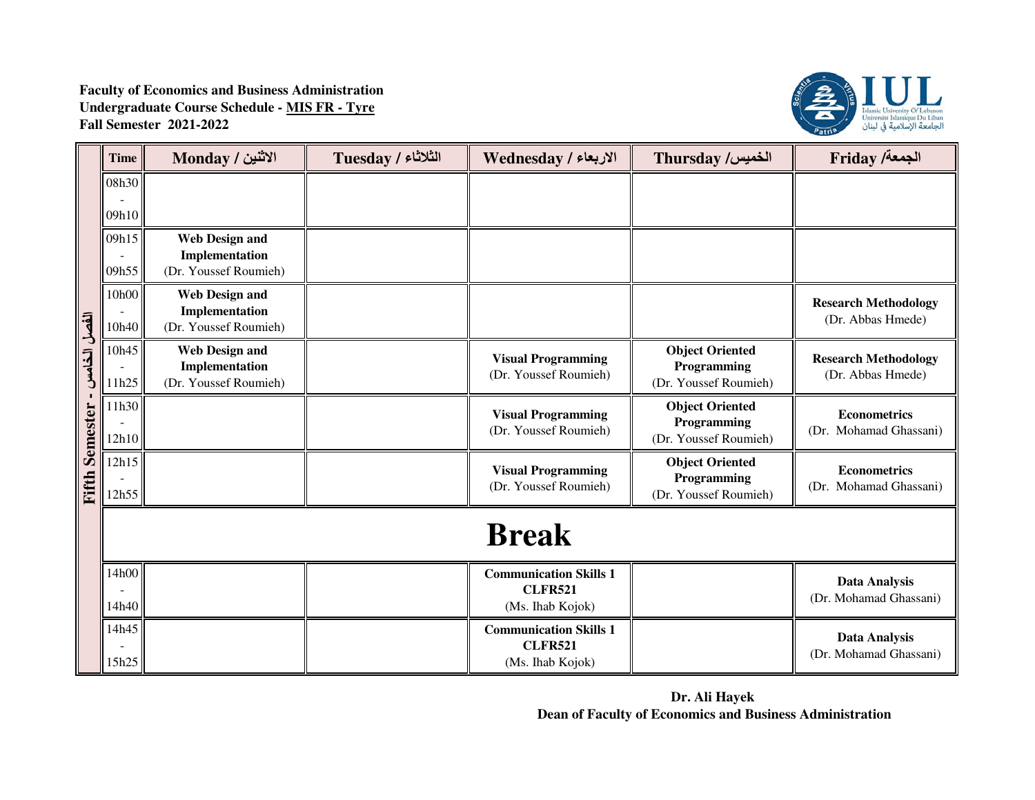**Faculty of Economics and Business Administration**
**Undergraduate Course Schedule - MIS FR - Tyre**
**Fall Semester 2021-2022**

IUL
Islamic University Of Lebanon
Université Islamique Du Liban
الجامعة الإسلامية في لبنان

**Fifth Semester - الفصل الخامس**

| Time | Monday / الاثنين | Tuesday / الثلاثاء | Wednesday / الاربعاء | Thursday / الخميس | Friday / الجمعة |
|---|---|---|---|---|---|
| 08h30 - 09h10 | | | | | |
| 09h15 - 09h55 | **Web Design and Implementation** (Dr. Youssef Roumieh) | | | | |
| 10h00 - 10h40 | **Web Design and Implementation** (Dr. Youssef Roumieh) | | | | **Research Methodology** (Dr. Abbas Hmede) |
| 10h45 - 11h25 | **Web Design and Implementation** (Dr. Youssef Roumieh) | | **Visual Programming** (Dr. Youssef Roumieh) | **Object Oriented Programming** (Dr. Youssef Roumieh) | **Research Methodology** (Dr. Abbas Hmede) |
| 11h30 - 12h10 | | | **Visual Programming** (Dr. Youssef Roumieh) | **Object Oriented Programming** (Dr. Youssef Roumieh) | **Econometrics** (Dr. Mohamad Ghassani) |
| 12h15 - 12h55 | | | **Visual Programming** (Dr. Youssef Roumieh) | **Object Oriented Programming** (Dr. Youssef Roumieh) | **Econometrics** (Dr. Mohamad Ghassani) |
| **Break** | | | | | |
| 14h00 - 14h40 | | | **Communication Skills 1 CLFR521** (Ms. Ihab Kojok) | | **Data Analysis** (Dr. Mohamad Ghassani) |
| 14h45 - 15h25 | | | **Communication Skills 1 CLFR521** (Ms. Ihab Kojok) | | **Data Analysis** (Dr. Mohamad Ghassani) |

**Dr. Ali Hayek**
**Dean of Faculty of Economics and Business Administration**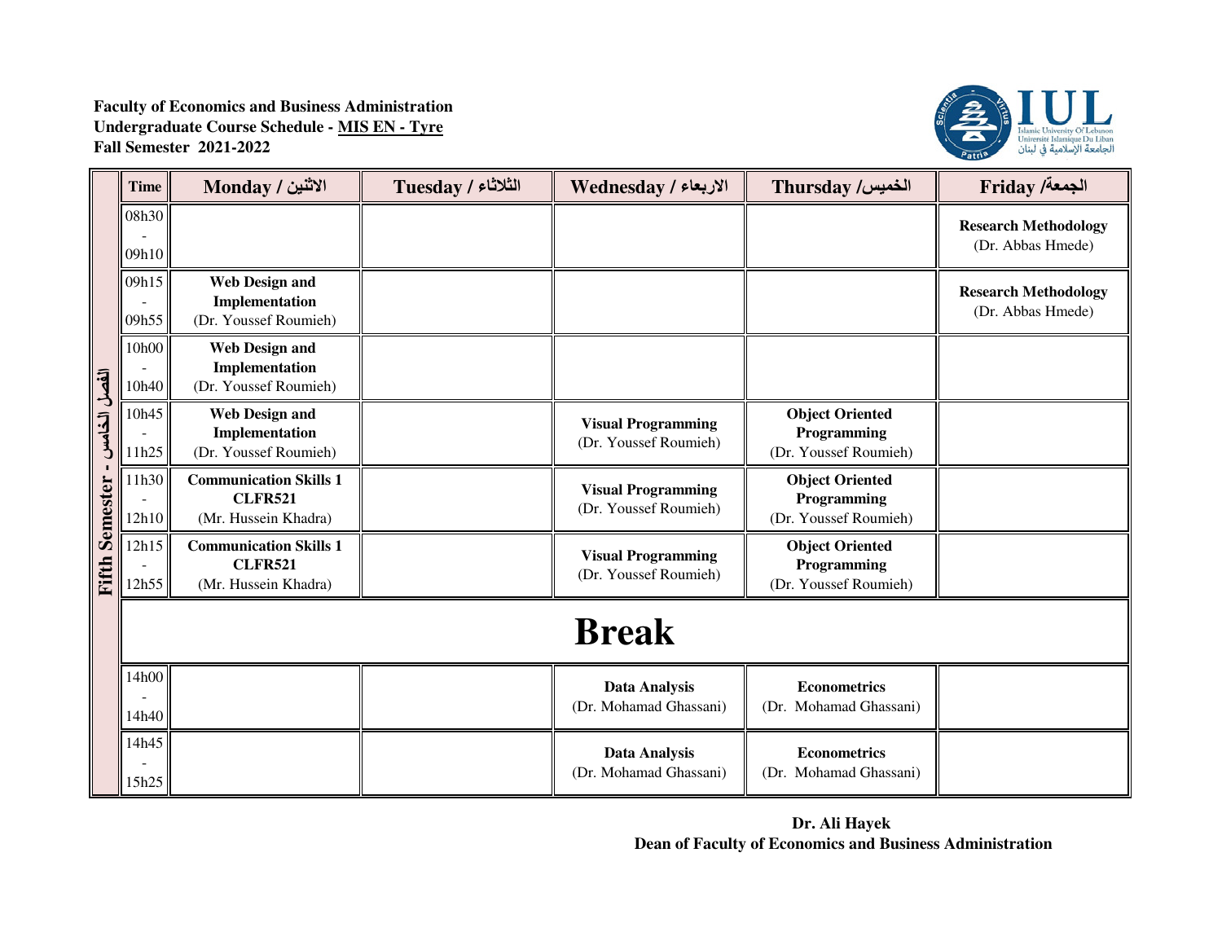**Faculty of Economics and Business Administration**
**Undergraduate Course Schedule - MIS EN - Tyre**
**Fall Semester 2021-2022**

**Fifth Semester - الفصل الخامس**

| Time | Monday / الاثنين | Tuesday / الثلاثاء | Wednesday / الاربعاء | Thursday / الخميس | Friday / الجمعة |
|---|---|---|---|---|---|
| 08h30 - 09h10 | | | | | **Research Methodology** (Dr. Abbas Hmede) |
| 09h15 - 09h55 | **Web Design and Implementation** (Dr. Youssef Roumieh) | | | | **Research Methodology** (Dr. Abbas Hmede) |
| 10h00 - 10h40 | **Web Design and Implementation** (Dr. Youssef Roumieh) | | | | |
| 10h45 - 11h25 | **Web Design and Implementation** (Dr. Youssef Roumieh) | | **Visual Programming** (Dr. Youssef Roumieh) | **Object Oriented Programming** (Dr. Youssef Roumieh) | |
| 11h30 - 12h10 | **Communication Skills 1 CLFR521** (Mr. Hussein Khadra) | | **Visual Programming** (Dr. Youssef Roumieh) | **Object Oriented Programming** (Dr. Youssef Roumieh) | |
| 12h15 - 12h55 | **Communication Skills 1 CLFR521** (Mr. Hussein Khadra) | | **Visual Programming** (Dr. Youssef Roumieh) | **Object Oriented Programming** (Dr. Youssef Roumieh) | |
| **Break** | | | | | |
| 14h00 - 14h40 | | | **Data Analysis** (Dr. Mohamad Ghassani) | **Econometrics** (Dr. Mohamad Ghassani) | |
| 14h45 - 15h25 | | | **Data Analysis** (Dr. Mohamad Ghassani) | **Econometrics** (Dr. Mohamad Ghassani) | |

**Dr. Ali Hayek**
**Dean of Faculty of Economics and Business Administration**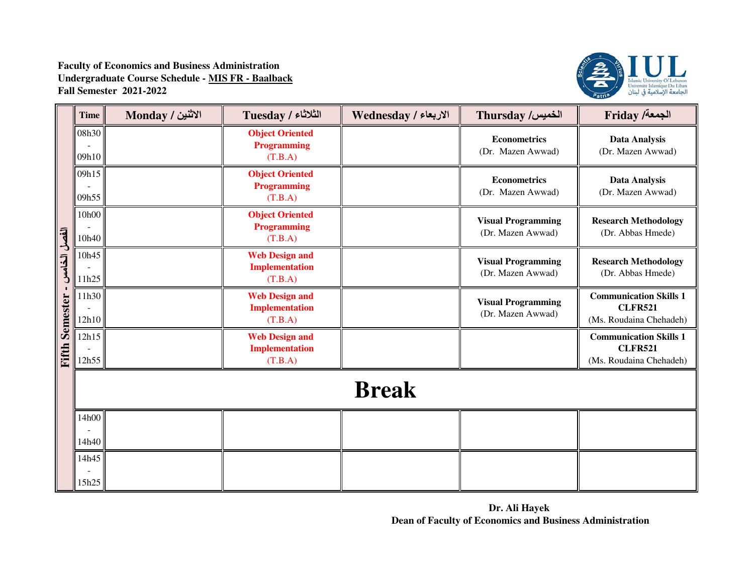**Faculty of Economics and Business Administration**
**Undergraduate Course Schedule - MIS FR - Baalback**
**Fall Semester 2021-2022**

Islamic University Of Lebanon
Université Islamique Du Liban
الجامعة الإسلامية في لبنان

**Fifth Semester - الفصل الخامس**

| Time | Monday / الاثنين | Tuesday / الثلاثاء | Wednesday / الاربعاء | Thursday / الخميس | Friday / الجمعة |
|---|---|---|---|---|---|
| 08h30 - 09h10 | | **Object Oriented Programming** (T.B.A) | | **Econometrics** (Dr. Mazen Awwad) | **Data Analysis** (Dr. Mazen Awwad) |
| 09h15 - 09h55 | | **Object Oriented Programming** (T.B.A) | | **Econometrics** (Dr. Mazen Awwad) | **Data Analysis** (Dr. Mazen Awwad) |
| 10h00 - 10h40 | | **Object Oriented Programming** (T.B.A) | | **Visual Programming** (Dr. Mazen Awwad) | **Research Methodology** (Dr. Abbas Hmede) |
| 10h45 - 11h25 | | **Web Design and Implementation** (T.B.A) | | **Visual Programming** (Dr. Mazen Awwad) | **Research Methodology** (Dr. Abbas Hmede) |
| 11h30 - 12h10 | | **Web Design and Implementation** (T.B.A) | | **Visual Programming** (Dr. Mazen Awwad) | **Communication Skills 1 CLFR521** (Ms. Roudaina Chehadeh) |
| 12h15 - 12h55 | | **Web Design and Implementation** (T.B.A) | | | **Communication Skills 1 CLFR521** (Ms. Roudaina Chehadeh) |
| **Break** | | | | | |
| 14h00 - 14h40 | | | | | |
| 14h45 - 15h25 | | | | | |

**Dr. Ali Hayek**
**Dean of Faculty of Economics and Business Administration**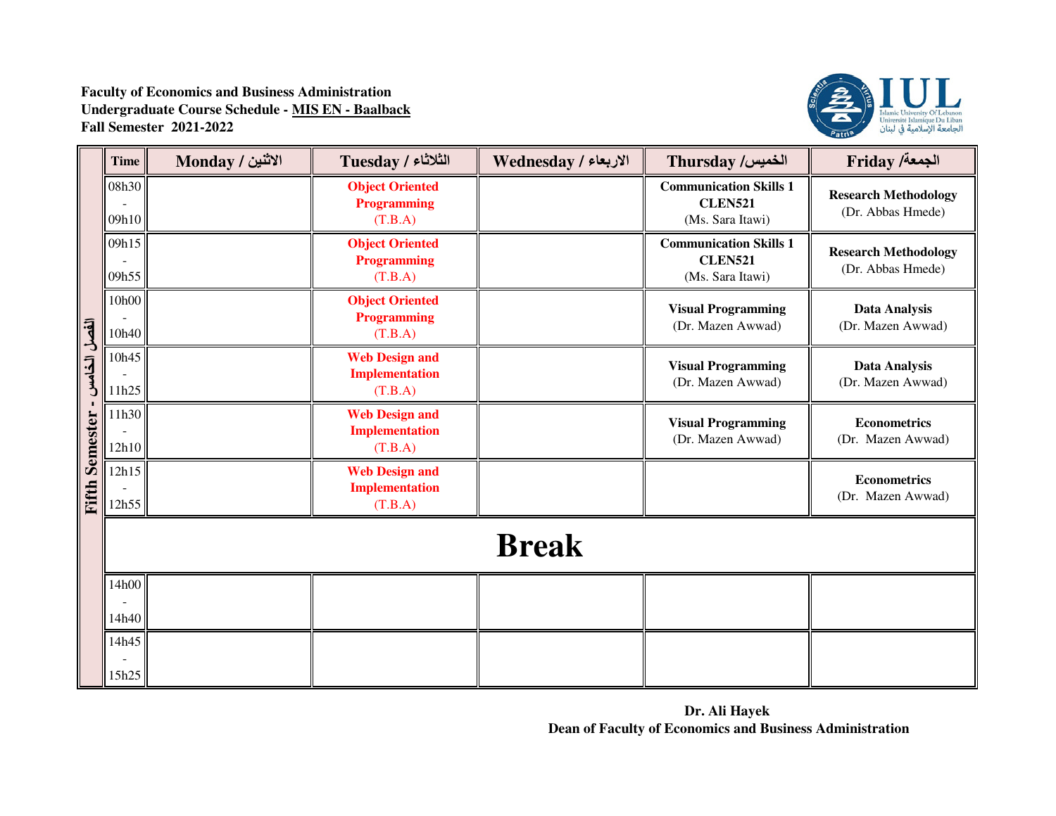**Faculty of Economics and Business Administration**
**Undergraduate Course Schedule - MIS EN - Baalback**
**Fall Semester 2021-2022**

IUL
Islamic University Of Lebanon
Université Islamique Du Liban
الجامعة الإسلامية في لبنان

**Fifth Semester - الفصل الخامس**

| Time | Monday / الاثنين | Tuesday / الثلاثاء | Wednesday / الاربعاء | Thursday / الخميس | Friday / الجمعة |
|---|---|---|---|---|---|
| 08h30 - 09h10 | | **Object Oriented Programming** (T.B.A) | | **Communication Skills 1 CLEN521** (Ms. Sara Itawi) | **Research Methodology** (Dr. Abbas Hmede) |
| 09h15 - 09h55 | | **Object Oriented Programming** (T.B.A) | | **Communication Skills 1 CLEN521** (Ms. Sara Itawi) | **Research Methodology** (Dr. Abbas Hmede) |
| 10h00 - 10h40 | | **Object Oriented Programming** (T.B.A) | | **Visual Programming** (Dr. Mazen Awwad) | **Data Analysis** (Dr. Mazen Awwad) |
| 10h45 - 11h25 | | **Web Design and Implementation** (T.B.A) | | **Visual Programming** (Dr. Mazen Awwad) | **Data Analysis** (Dr. Mazen Awwad) |
| 11h30 - 12h10 | | **Web Design and Implementation** (T.B.A) | | **Visual Programming** (Dr. Mazen Awwad) | **Econometrics** (Dr. Mazen Awwad) |
| 12h15 - 12h55 | | **Web Design and Implementation** (T.B.A) | | | **Econometrics** (Dr. Mazen Awwad) |
| **Break** | | | | | |
| 14h00 - 14h40 | | | | | |
| 14h45 - 15h25 | | | | | |

**Dr. Ali Hayek**
**Dean of Faculty of Economics and Business Administration**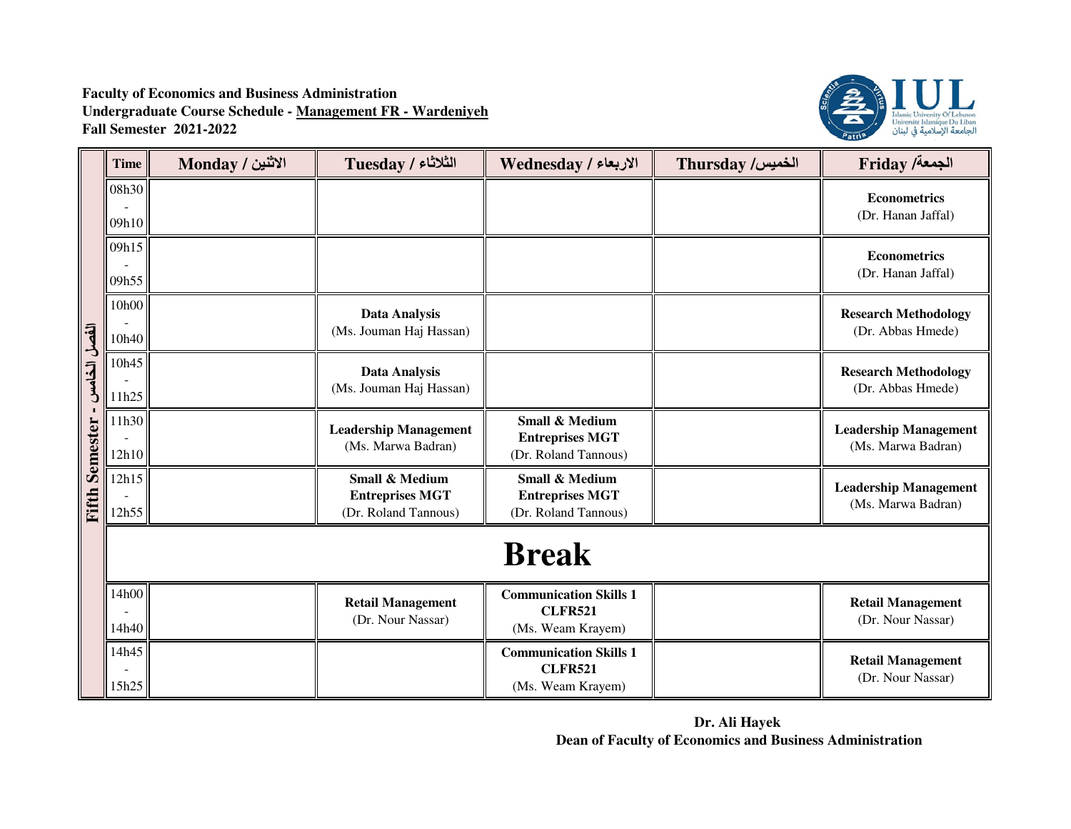**Faculty of Economics and Business Administration**
**Undergraduate Course Schedule - Management FR - Wardeniyeh**
**Fall Semester 2021-2022**

| | Time | Monday / الاثنين | Tuesday / الثلاثاء | Wednesday / الاربعاء | Thursday /الخميس | Friday /الجمعة |
|---|---|---|---|---|---|---|
| Fifth Semester - الفصل الخامس | 08h30 - 09h10 | | | | | **Econometrics** (Dr. Hanan Jaffal) |
| | 09h15 - 09h55 | | | | | **Econometrics** (Dr. Hanan Jaffal) |
| | 10h00 - 10h40 | | **Data Analysis** (Ms. Jouman Haj Hassan) | | | **Research Methodology** (Dr. Abbas Hmede) |
| | 10h45 - 11h25 | | **Data Analysis** (Ms. Jouman Haj Hassan) | | | **Research Methodology** (Dr. Abbas Hmede) |
| | 11h30 - 12h10 | | **Leadership Management** (Ms. Marwa Badran) | **Small & Medium Entreprises MGT** (Dr. Roland Tannous) | | **Leadership Management** (Ms. Marwa Badran) |
| | 12h15 - 12h55 | | **Small & Medium Entreprises MGT** (Dr. Roland Tannous) | **Small & Medium Entreprises MGT** (Dr. Roland Tannous) | | **Leadership Management** (Ms. Marwa Badran) |
| | **Break** | | | | | |
| | 14h00 - 14h40 | | **Retail Management** (Dr. Nour Nassar) | **Communication Skills 1 CLFR521** (Ms. Weam Krayem) | | **Retail Management** (Dr. Nour Nassar) |
| | 14h45 - 15h25 | | | **Communication Skills 1 CLFR521** (Ms. Weam Krayem) | | **Retail Management** (Dr. Nour Nassar) |

**Dr. Ali Hayek**
**Dean of Faculty of Economics and Business Administration**